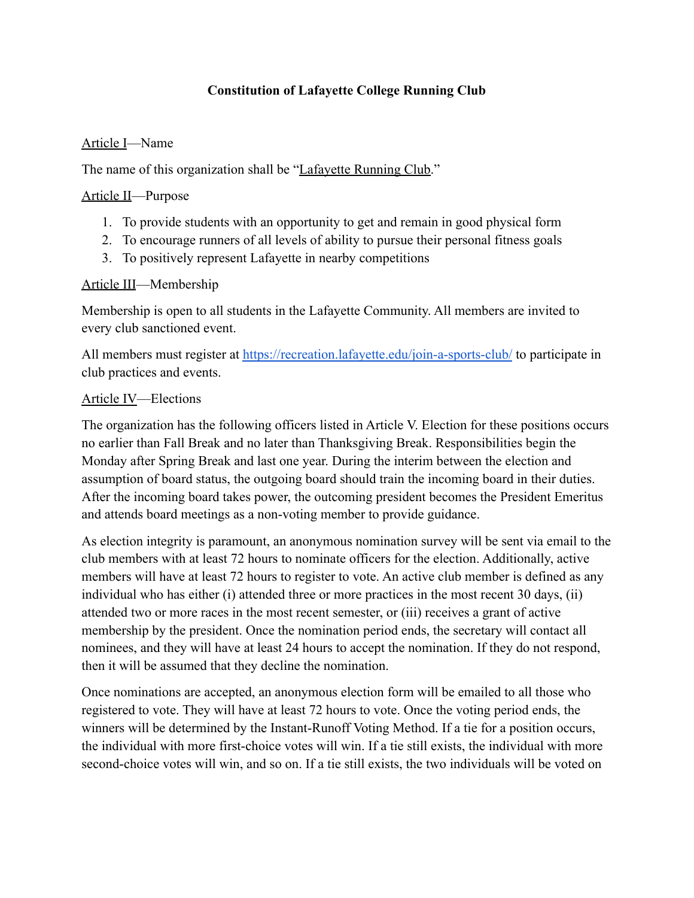# Constitution of Lafayette College Running Club

Article I—Name

The name of this organization shall be "Lafayette Running Club."

Article II—Purpose

1. To provide students with an opportunity to get and remain in good physical form
2. To encourage runners of all levels of ability to pursue their personal fitness goals
3. To positively represent Lafayette in nearby competitions

Article III—Membership

Membership is open to all students in the Lafayette Community. All members are invited to every club sanctioned event.

All members must register at https://recreation.lafayette.edu/join-a-sports-club/ to participate in club practices and events.

Article IV—Elections

The organization has the following officers listed in Article V. Election for these positions occurs no earlier than Fall Break and no later than Thanksgiving Break. Responsibilities begin the Monday after Spring Break and last one year. During the interim between the election and assumption of board status, the outgoing board should train the incoming board in their duties. After the incoming board takes power, the outcoming president becomes the President Emeritus and attends board meetings as a non-voting member to provide guidance.

As election integrity is paramount, an anonymous nomination survey will be sent via email to the club members with at least 72 hours to nominate officers for the election. Additionally, active members will have at least 72 hours to register to vote. An active club member is defined as any individual who has either (i) attended three or more practices in the most recent 30 days, (ii) attended two or more races in the most recent semester, or (iii) receives a grant of active membership by the president. Once the nomination period ends, the secretary will contact all nominees, and they will have at least 24 hours to accept the nomination. If they do not respond, then it will be assumed that they decline the nomination.

Once nominations are accepted, an anonymous election form will be emailed to all those who registered to vote. They will have at least 72 hours to vote. Once the voting period ends, the winners will be determined by the Instant-Runoff Voting Method. If a tie for a position occurs, the individual with more first-choice votes will win. If a tie still exists, the individual with more second-choice votes will win, and so on. If a tie still exists, the two individuals will be voted on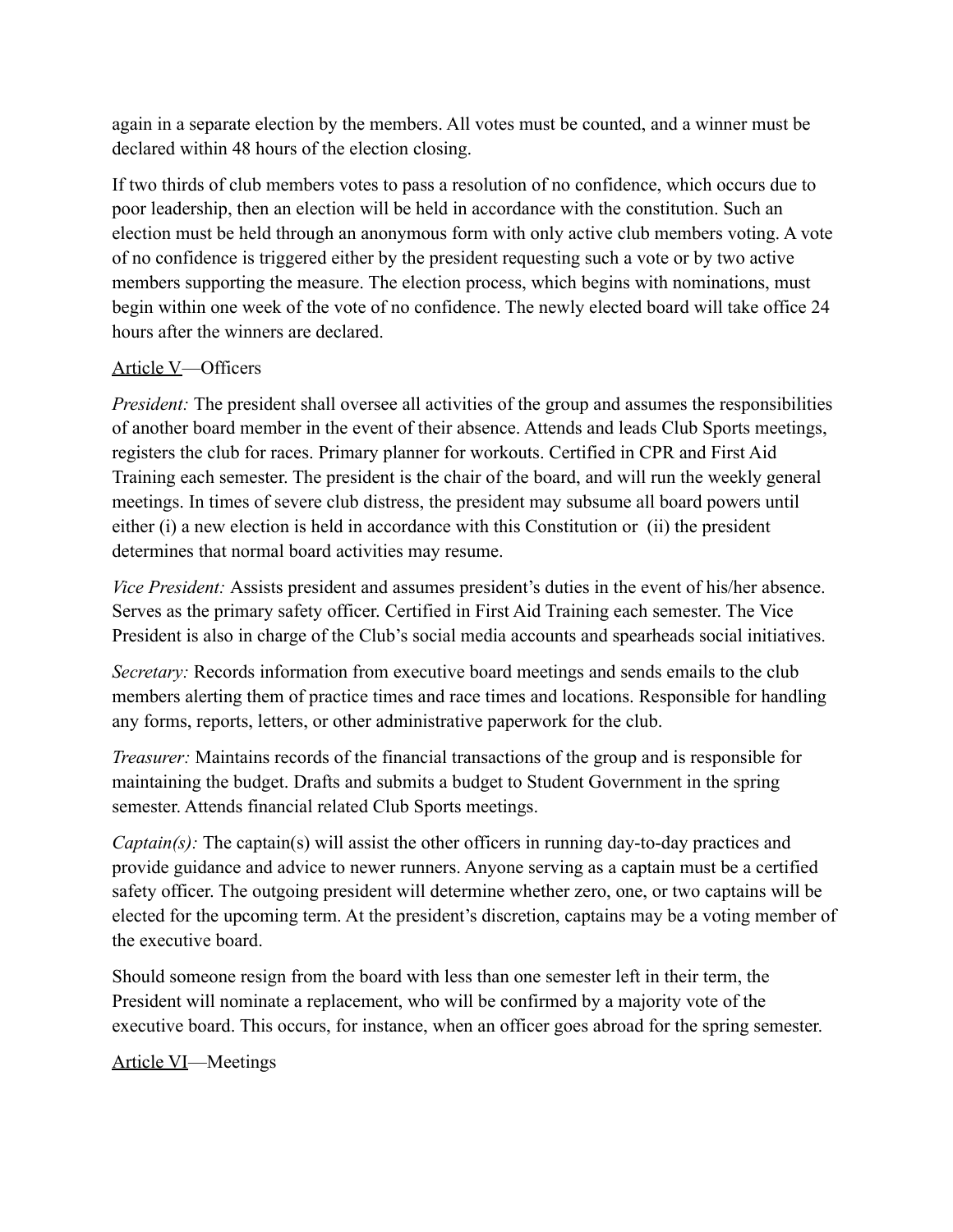again in a separate election by the members. All votes must be counted, and a winner must be declared within 48 hours of the election closing.

If two thirds of club members votes to pass a resolution of no confidence, which occurs due to poor leadership, then an election will be held in accordance with the constitution. Such an election must be held through an anonymous form with only active club members voting. A vote of no confidence is triggered either by the president requesting such a vote or by two active members supporting the measure. The election process, which begins with nominations, must begin within one week of the vote of no confidence. The newly elected board will take office 24 hours after the winners are declared.

<u>Article V</u>—Officers

*President:* The president shall oversee all activities of the group and assumes the responsibilities of another board member in the event of their absence. Attends and leads Club Sports meetings, registers the club for races. Primary planner for workouts. Certified in CPR and First Aid Training each semester. The president is the chair of the board, and will run the weekly general meetings. In times of severe club distress, the president may subsume all board powers until either (i) a new election is held in accordance with this Constitution or (ii) the president determines that normal board activities may resume.

*Vice President:* Assists president and assumes president's duties in the event of his/her absence. Serves as the primary safety officer. Certified in First Aid Training each semester. The Vice President is also in charge of the Club's social media accounts and spearheads social initiatives.

*Secretary:* Records information from executive board meetings and sends emails to the club members alerting them of practice times and race times and locations. Responsible for handling any forms, reports, letters, or other administrative paperwork for the club.

*Treasurer:* Maintains records of the financial transactions of the group and is responsible for maintaining the budget. Drafts and submits a budget to Student Government in the spring semester. Attends financial related Club Sports meetings.

*Captain(s):* The captain(s) will assist the other officers in running day-to-day practices and provide guidance and advice to newer runners. Anyone serving as a captain must be a certified safety officer. The outgoing president will determine whether zero, one, or two captains will be elected for the upcoming term. At the president's discretion, captains may be a voting member of the executive board.

Should someone resign from the board with less than one semester left in their term, the President will nominate a replacement, who will be confirmed by a majority vote of the executive board. This occurs, for instance, when an officer goes abroad for the spring semester.

<u>Article VI</u>—Meetings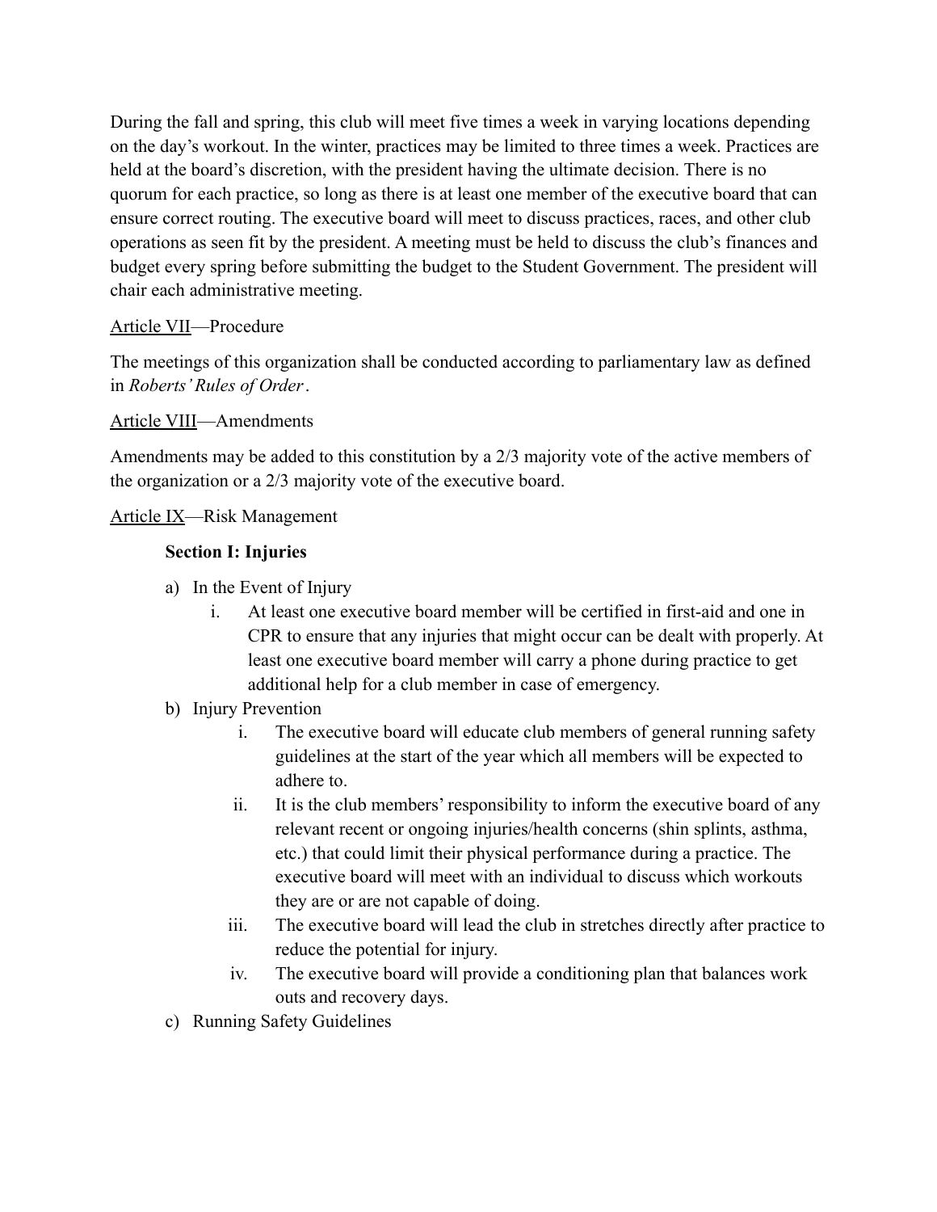During the fall and spring, this club will meet five times a week in varying locations depending on the day's workout. In the winter, practices may be limited to three times a week. Practices are held at the board's discretion, with the president having the ultimate decision. There is no quorum for each practice, so long as there is at least one member of the executive board that can ensure correct routing. The executive board will meet to discuss practices, races, and other club operations as seen fit by the president. A meeting must be held to discuss the club's finances and budget every spring before submitting the budget to the Student Government. The president will chair each administrative meeting.

Article VII—Procedure

The meetings of this organization shall be conducted according to parliamentary law as defined in *Roberts' Rules of Order*.

Article VIII—Amendments

Amendments may be added to this constitution by a 2/3 majority vote of the active members of the organization or a 2/3 majority vote of the executive board.

Article IX—Risk Management

**Section I: Injuries**

a) In the Event of Injury
   i. At least one executive board member will be certified in first-aid and one in CPR to ensure that any injuries that might occur can be dealt with properly. At least one executive board member will carry a phone during practice to get additional help for a club member in case of emergency.
b) Injury Prevention
   i. The executive board will educate club members of general running safety guidelines at the start of the year which all members will be expected to adhere to.
   ii. It is the club members' responsibility to inform the executive board of any relevant recent or ongoing injuries/health concerns (shin splints, asthma, etc.) that could limit their physical performance during a practice. The executive board will meet with an individual to discuss which workouts they are or are not capable of doing.
   iii. The executive board will lead the club in stretches directly after practice to reduce the potential for injury.
   iv. The executive board will provide a conditioning plan that balances work outs and recovery days.
c) Running Safety Guidelines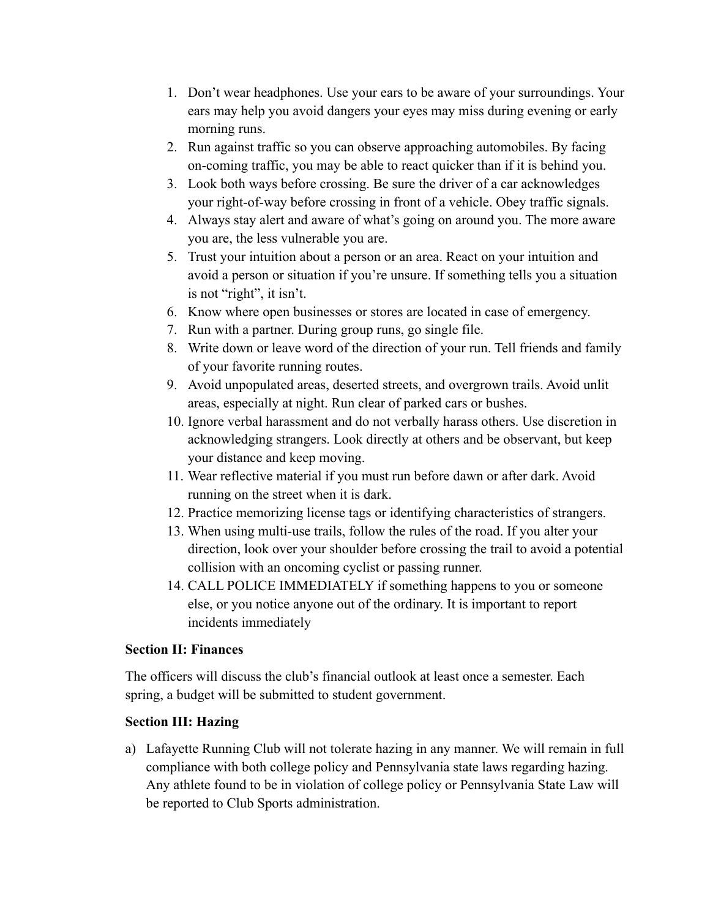1. Don't wear headphones. Use your ears to be aware of your surroundings. Your ears may help you avoid dangers your eyes may miss during evening or early morning runs.
2. Run against traffic so you can observe approaching automobiles. By facing on-coming traffic, you may be able to react quicker than if it is behind you.
3. Look both ways before crossing. Be sure the driver of a car acknowledges your right-of-way before crossing in front of a vehicle. Obey traffic signals.
4. Always stay alert and aware of what's going on around you. The more aware you are, the less vulnerable you are.
5. Trust your intuition about a person or an area. React on your intuition and avoid a person or situation if you're unsure. If something tells you a situation is not "right", it isn't.
6. Know where open businesses or stores are located in case of emergency.
7. Run with a partner. During group runs, go single file.
8. Write down or leave word of the direction of your run. Tell friends and family of your favorite running routes.
9. Avoid unpopulated areas, deserted streets, and overgrown trails. Avoid unlit areas, especially at night. Run clear of parked cars or bushes.
10. Ignore verbal harassment and do not verbally harass others. Use discretion in acknowledging strangers. Look directly at others and be observant, but keep your distance and keep moving.
11. Wear reflective material if you must run before dawn or after dark. Avoid running on the street when it is dark.
12. Practice memorizing license tags or identifying characteristics of strangers.
13. When using multi-use trails, follow the rules of the road. If you alter your direction, look over your shoulder before crossing the trail to avoid a potential collision with an oncoming cyclist or passing runner.
14. CALL POLICE IMMEDIATELY if something happens to you or someone else, or you notice anyone out of the ordinary. It is important to report incidents immediately

**Section II: Finances**

The officers will discuss the club's financial outlook at least once a semester. Each spring, a budget will be submitted to student government.

**Section III: Hazing**

a) Lafayette Running Club will not tolerate hazing in any manner. We will remain in full compliance with both college policy and Pennsylvania state laws regarding hazing. Any athlete found to be in violation of college policy or Pennsylvania State Law will be reported to Club Sports administration.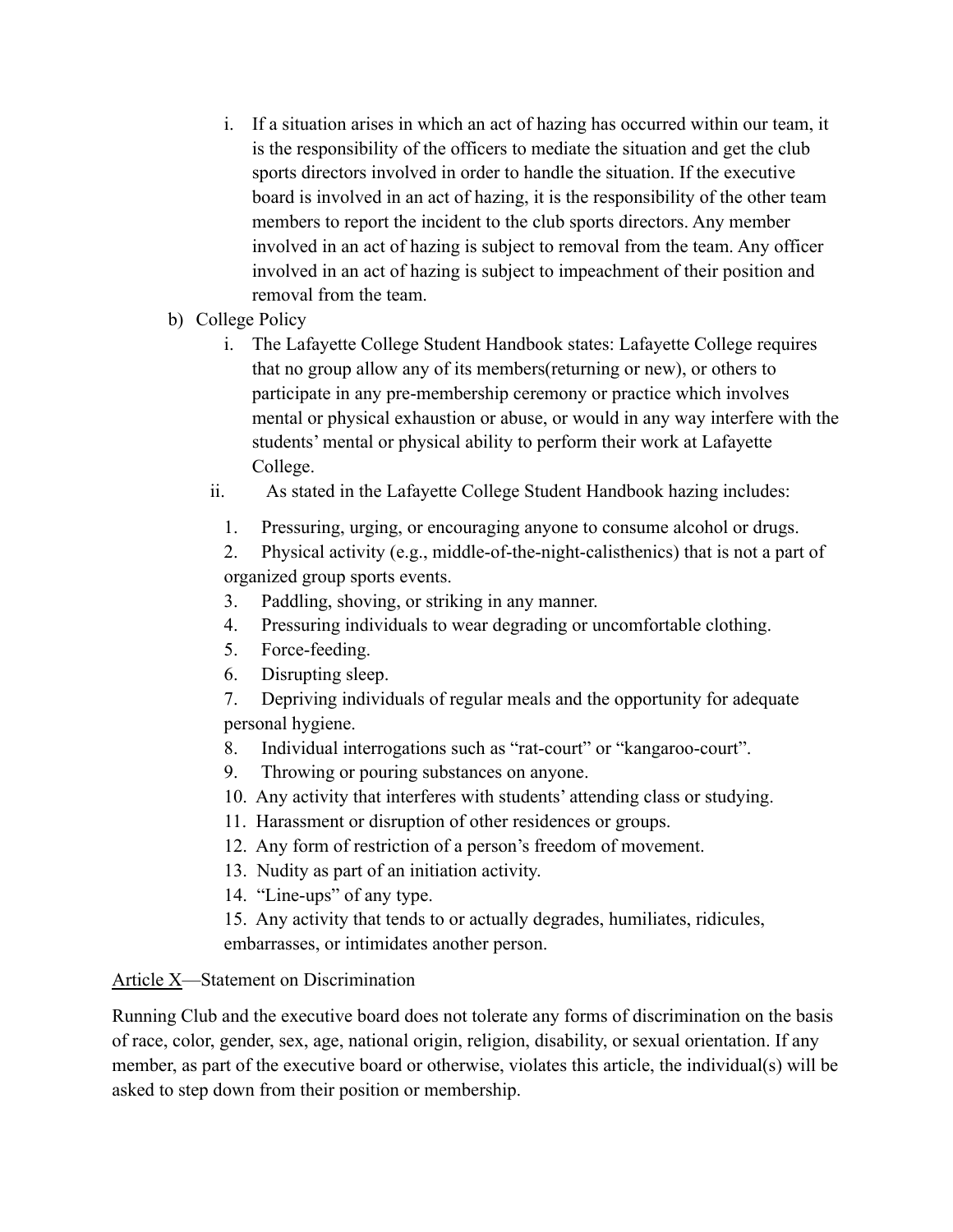i. If a situation arises in which an act of hazing has occurred within our team, it is the responsibility of the officers to mediate the situation and get the club sports directors involved in order to handle the situation. If the executive board is involved in an act of hazing, it is the responsibility of the other team members to report the incident to the club sports directors. Any member involved in an act of hazing is subject to removal from the team. Any officer involved in an act of hazing is subject to impeachment of their position and removal from the team.

b) College Policy

   i. The Lafayette College Student Handbook states: Lafayette College requires that no group allow any of its members(returning or new), or others to participate in any pre-membership ceremony or practice which involves mental or physical exhaustion or abuse, or would in any way interfere with the students' mental or physical ability to perform their work at Lafayette College.

   ii. As stated in the Lafayette College Student Handbook hazing includes:

   1. Pressuring, urging, or encouraging anyone to consume alcohol or drugs.
   2. Physical activity (e.g., middle-of-the-night-calisthenics) that is not a part of organized group sports events.
   3. Paddling, shoving, or striking in any manner.
   4. Pressuring individuals to wear degrading or uncomfortable clothing.
   5. Force-feeding.
   6. Disrupting sleep.
   7. Depriving individuals of regular meals and the opportunity for adequate personal hygiene.
   8. Individual interrogations such as "rat-court" or "kangaroo-court".
   9. Throwing or pouring substances on anyone.
   10. Any activity that interferes with students' attending class or studying.
   11. Harassment or disruption of other residences or groups.
   12. Any form of restriction of a person's freedom of movement.
   13. Nudity as part of an initiation activity.
   14. "Line-ups" of any type.
   15. Any activity that tends to or actually degrades, humiliates, ridicules, embarrasses, or intimidates another person.

<u>Article X</u>—Statement on Discrimination

Running Club and the executive board does not tolerate any forms of discrimination on the basis of race, color, gender, sex, age, national origin, religion, disability, or sexual orientation. If any member, as part of the executive board or otherwise, violates this article, the individual(s) will be asked to step down from their position or membership.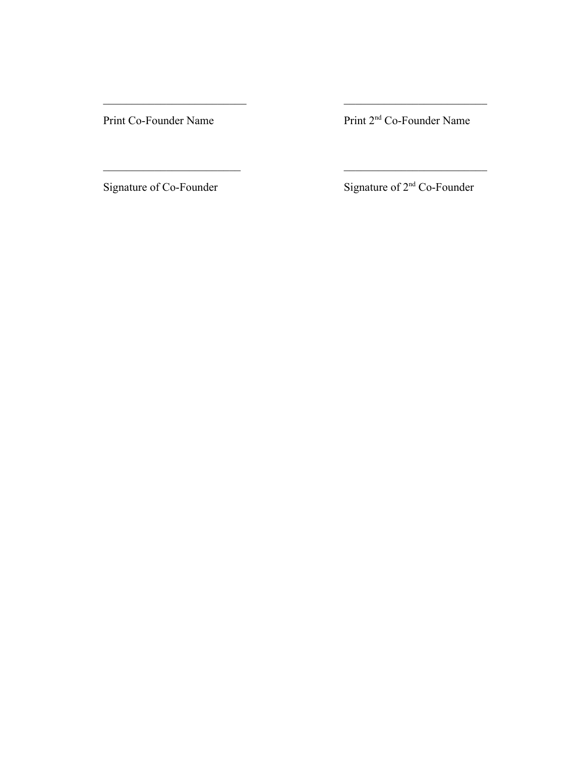| \_\_\_\_\_\_\_\_\_\_\_\_\_\_\_\_\_\_\_\_\_\_\_\_\_\_ | \_\_\_\_\_\_\_\_\_\_\_\_\_\_\_\_\_\_\_\_\_\_\_\_\_\_ |
| --- | --- |
| Print Co-Founder Name | Print 2nd Co-Founder Name |
| | |
| \_\_\_\_\_\_\_\_\_\_\_\_\_\_\_\_\_\_\_\_\_\_\_\_\_\_ | \_\_\_\_\_\_\_\_\_\_\_\_\_\_\_\_\_\_\_\_\_\_\_\_\_\_ |
| Signature of Co-Founder | Signature of 2nd Co-Founder |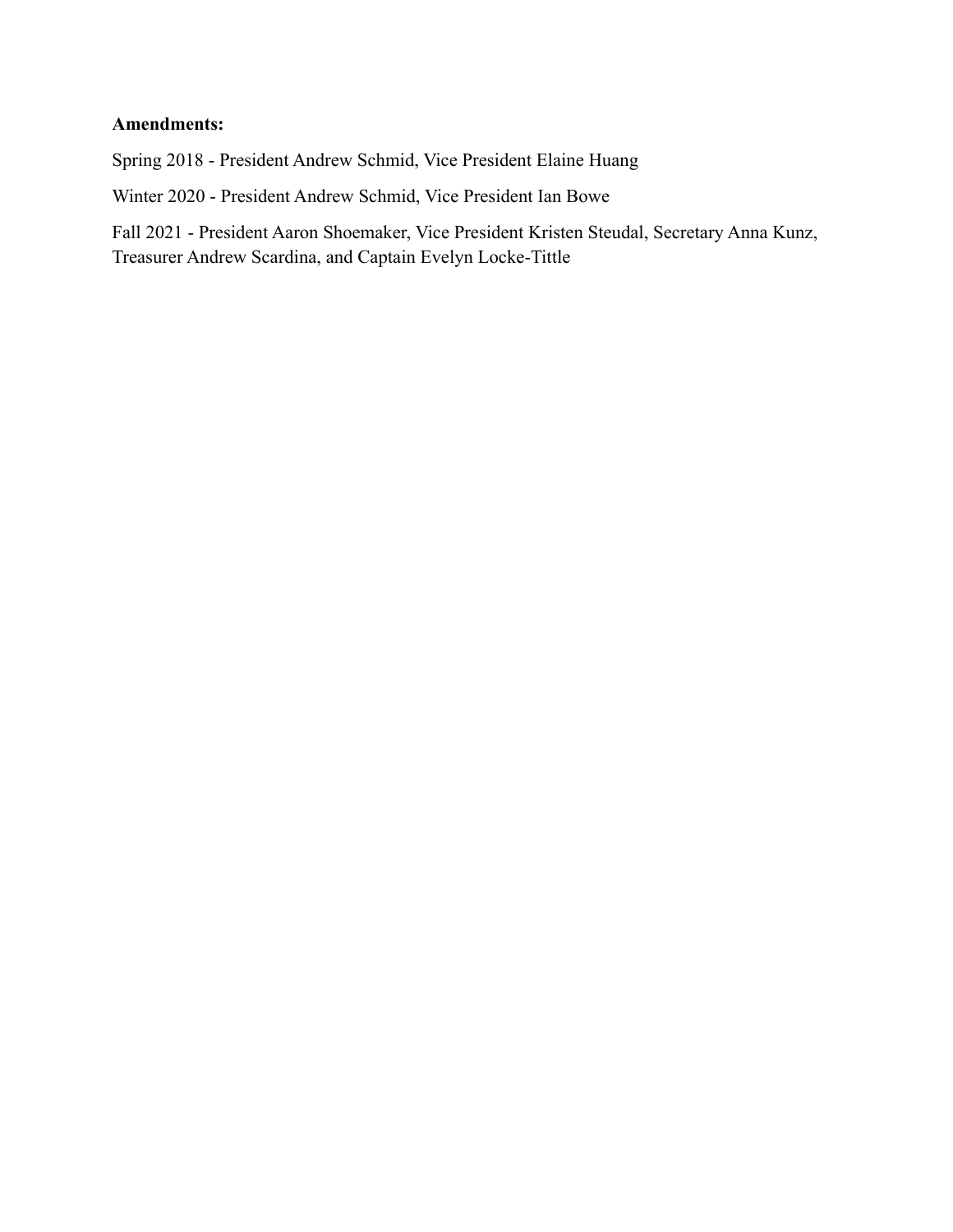**Amendments:**

Spring 2018 - President Andrew Schmid, Vice President Elaine Huang

Winter 2020 - President Andrew Schmid, Vice President Ian Bowe

Fall 2021 - President Aaron Shoemaker, Vice President Kristen Steudal, Secretary Anna Kunz, Treasurer Andrew Scardina, and Captain Evelyn Locke-Tittle